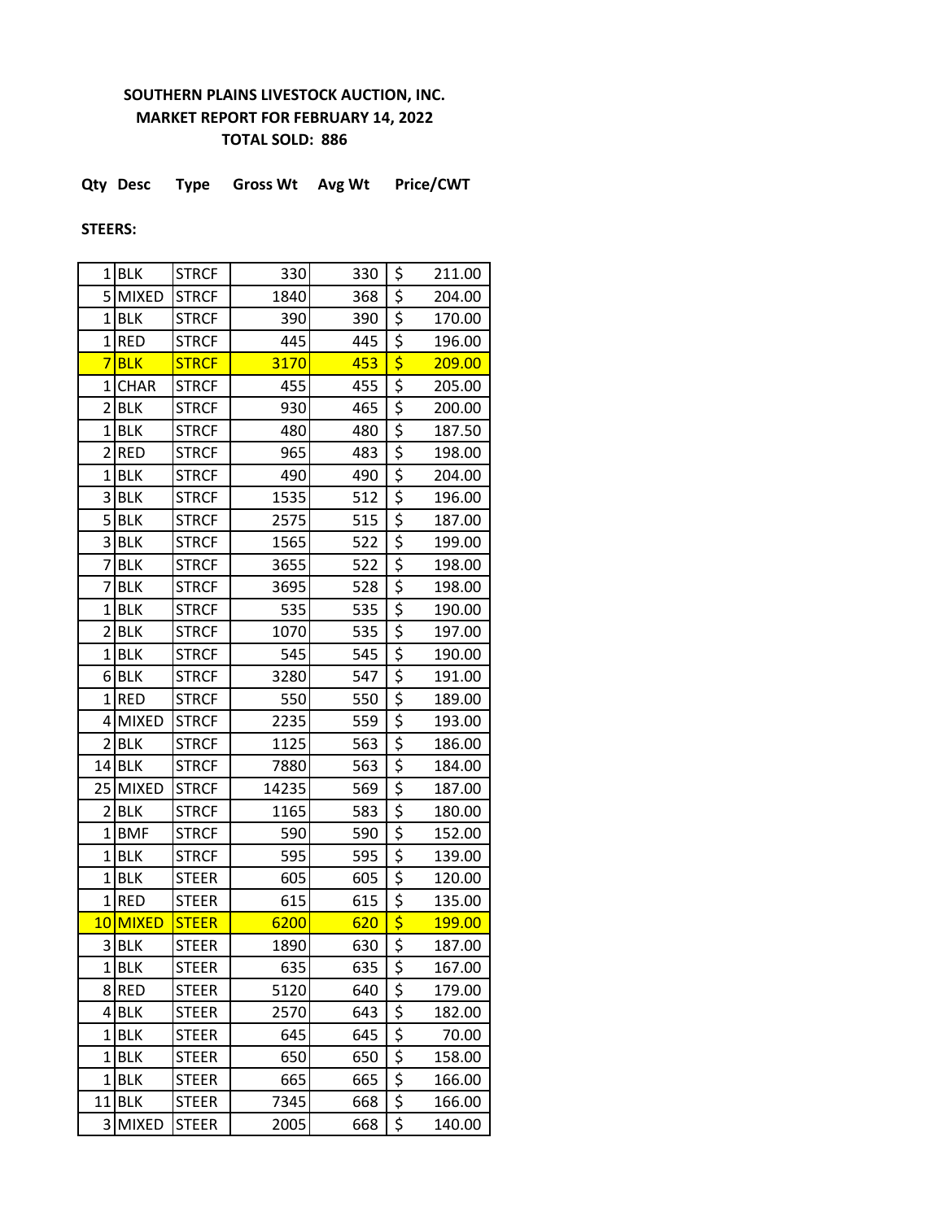**SOUTHERN PLAINS LIVESTOCK AUCTION, INC.**
**MARKET REPORT FOR FEBRUARY 14, 2022**
**TOTAL SOLD: 886**

**STEERS:**

| Qty | Desc | Type | Gross Wt | Avg Wt | Price/CWT |
|---|---|---|---|---|---|
| 1 | BLK | STRCF | 330 | 330 | $ 211.00 |
| 5 | MIXED | STRCF | 1840 | 368 | $ 204.00 |
| 1 | BLK | STRCF | 390 | 390 | $ 170.00 |
| 1 | RED | STRCF | 445 | 445 | $ 196.00 |
| 7 | BLK | STRCF | 3170 | 453 | $ 209.00 |
| 1 | CHAR | STRCF | 455 | 455 | $ 205.00 |
| 2 | BLK | STRCF | 930 | 465 | $ 200.00 |
| 1 | BLK | STRCF | 480 | 480 | $ 187.50 |
| 2 | RED | STRCF | 965 | 483 | $ 198.00 |
| 1 | BLK | STRCF | 490 | 490 | $ 204.00 |
| 3 | BLK | STRCF | 1535 | 512 | $ 196.00 |
| 5 | BLK | STRCF | 2575 | 515 | $ 187.00 |
| 3 | BLK | STRCF | 1565 | 522 | $ 199.00 |
| 7 | BLK | STRCF | 3655 | 522 | $ 198.00 |
| 7 | BLK | STRCF | 3695 | 528 | $ 198.00 |
| 1 | BLK | STRCF | 535 | 535 | $ 190.00 |
| 2 | BLK | STRCF | 1070 | 535 | $ 197.00 |
| 1 | BLK | STRCF | 545 | 545 | $ 190.00 |
| 6 | BLK | STRCF | 3280 | 547 | $ 191.00 |
| 1 | RED | STRCF | 550 | 550 | $ 189.00 |
| 4 | MIXED | STRCF | 2235 | 559 | $ 193.00 |
| 2 | BLK | STRCF | 1125 | 563 | $ 186.00 |
| 14 | BLK | STRCF | 7880 | 563 | $ 184.00 |
| 25 | MIXED | STRCF | 14235 | 569 | $ 187.00 |
| 2 | BLK | STRCF | 1165 | 583 | $ 180.00 |
| 1 | BMF | STRCF | 590 | 590 | $ 152.00 |
| 1 | BLK | STRCF | 595 | 595 | $ 139.00 |
| 1 | BLK | STEER | 605 | 605 | $ 120.00 |
| 1 | RED | STEER | 615 | 615 | $ 135.00 |
| 10 | MIXED | STEER | 6200 | 620 | $ 199.00 |
| 3 | BLK | STEER | 1890 | 630 | $ 187.00 |
| 1 | BLK | STEER | 635 | 635 | $ 167.00 |
| 8 | RED | STEER | 5120 | 640 | $ 179.00 |
| 4 | BLK | STEER | 2570 | 643 | $ 182.00 |
| 1 | BLK | STEER | 645 | 645 | $ 70.00 |
| 1 | BLK | STEER | 650 | 650 | $ 158.00 |
| 1 | BLK | STEER | 665 | 665 | $ 166.00 |
| 11 | BLK | STEER | 7345 | 668 | $ 166.00 |
| 3 | MIXED | STEER | 2005 | 668 | $ 140.00 |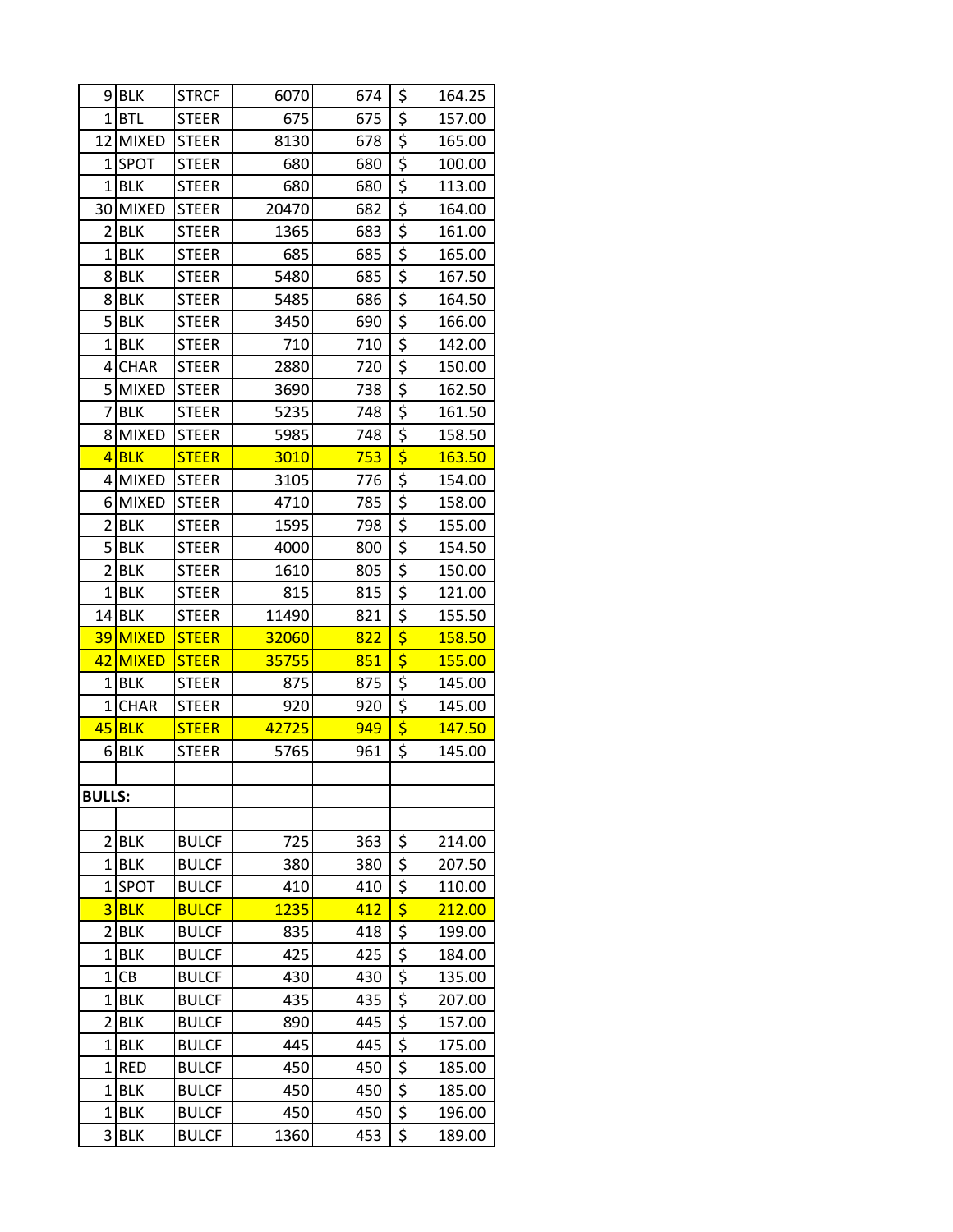| | | | | | |
|---|---|---|---|---|---|
| 9 | BLK | STRCF | 6070 | 674 | $ 164.25 |
| 1 | BTL | STEER | 675 | 675 | $ 157.00 |
| 12 | MIXED | STEER | 8130 | 678 | $ 165.00 |
| 1 | SPOT | STEER | 680 | 680 | $ 100.00 |
| 1 | BLK | STEER | 680 | 680 | $ 113.00 |
| 30 | MIXED | STEER | 20470 | 682 | $ 164.00 |
| 2 | BLK | STEER | 1365 | 683 | $ 161.00 |
| 1 | BLK | STEER | 685 | 685 | $ 165.00 |
| 8 | BLK | STEER | 5480 | 685 | $ 167.50 |
| 8 | BLK | STEER | 5485 | 686 | $ 164.50 |
| 5 | BLK | STEER | 3450 | 690 | $ 166.00 |
| 1 | BLK | STEER | 710 | 710 | $ 142.00 |
| 4 | CHAR | STEER | 2880 | 720 | $ 150.00 |
| 5 | MIXED | STEER | 3690 | 738 | $ 162.50 |
| 7 | BLK | STEER | 5235 | 748 | $ 161.50 |
| 8 | MIXED | STEER | 5985 | 748 | $ 158.50 |
| 4 | BLK | STEER | 3010 | 753 | $ 163.50 |
| 4 | MIXED | STEER | 3105 | 776 | $ 154.00 |
| 6 | MIXED | STEER | 4710 | 785 | $ 158.00 |
| 2 | BLK | STEER | 1595 | 798 | $ 155.00 |
| 5 | BLK | STEER | 4000 | 800 | $ 154.50 |
| 2 | BLK | STEER | 1610 | 805 | $ 150.00 |
| 1 | BLK | STEER | 815 | 815 | $ 121.00 |
| 14 | BLK | STEER | 11490 | 821 | $ 155.50 |
| 39 | MIXED | STEER | 32060 | 822 | $ 158.50 |
| 42 | MIXED | STEER | 35755 | 851 | $ 155.00 |
| 1 | BLK | STEER | 875 | 875 | $ 145.00 |
| 1 | CHAR | STEER | 920 | 920 | $ 145.00 |
| 45 | BLK | STEER | 42725 | 949 | $ 147.50 |
| 6 | BLK | STEER | 5765 | 961 | $ 145.00 |
| | | | | | |
| **BULLS:** | | | | | |
| | | | | | |
| 2 | BLK | BULCF | 725 | 363 | $ 214.00 |
| 1 | BLK | BULCF | 380 | 380 | $ 207.50 |
| 1 | SPOT | BULCF | 410 | 410 | $ 110.00 |
| 3 | BLK | BULCF | 1235 | 412 | $ 212.00 |
| 2 | BLK | BULCF | 835 | 418 | $ 199.00 |
| 1 | BLK | BULCF | 425 | 425 | $ 184.00 |
| 1 | CB | BULCF | 430 | 430 | $ 135.00 |
| 1 | BLK | BULCF | 435 | 435 | $ 207.00 |
| 2 | BLK | BULCF | 890 | 445 | $ 157.00 |
| 1 | BLK | BULCF | 445 | 445 | $ 175.00 |
| 1 | RED | BULCF | 450 | 450 | $ 185.00 |
| 1 | BLK | BULCF | 450 | 450 | $ 185.00 |
| 1 | BLK | BULCF | 450 | 450 | $ 196.00 |
| 3 | BLK | BULCF | 1360 | 453 | $ 189.00 |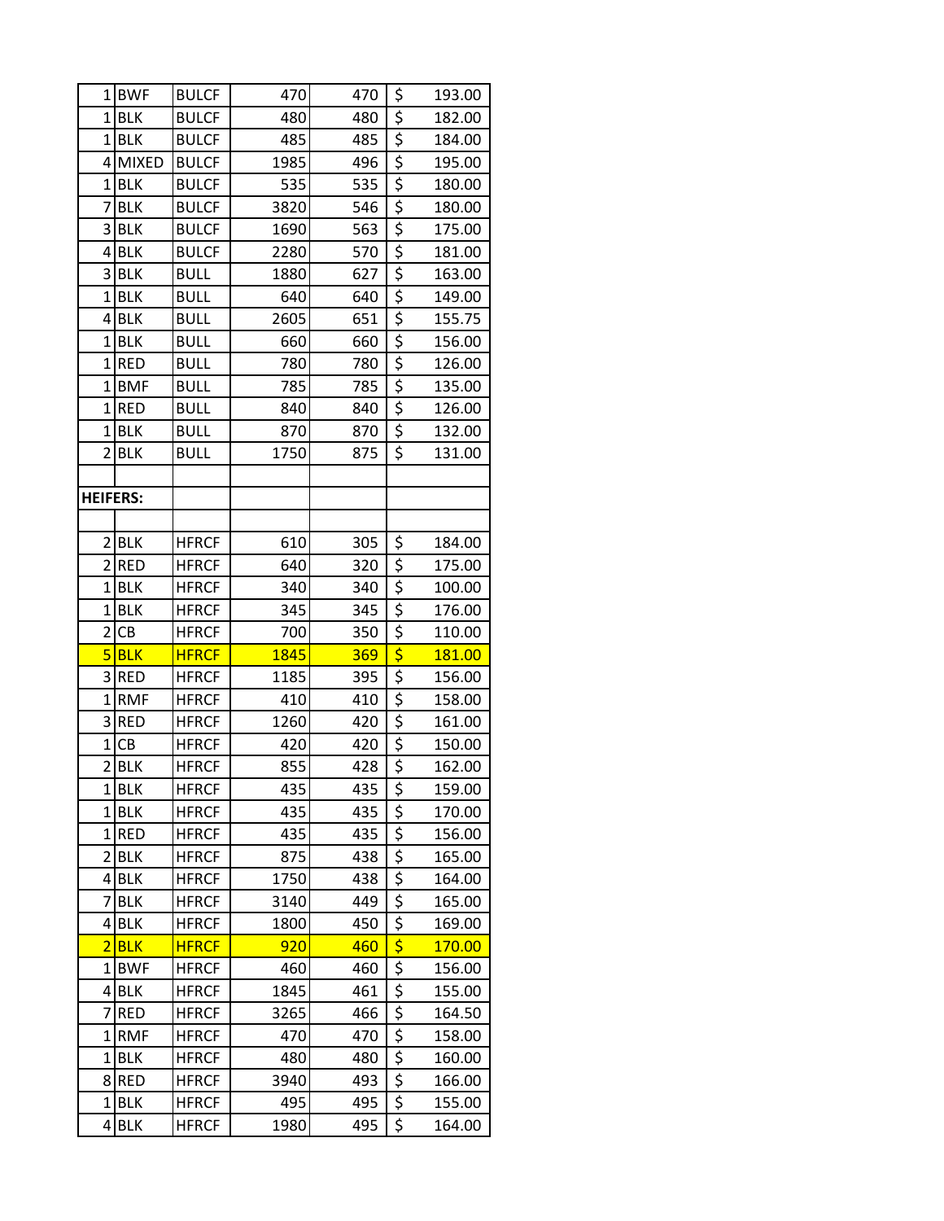| | | | | | |
|---|---|---|---|---|---|
| 1 | BWF | BULCF | 470 | 470 | $ 193.00 |
| 1 | BLK | BULCF | 480 | 480 | $ 182.00 |
| 1 | BLK | BULCF | 485 | 485 | $ 184.00 |
| 4 | MIXED | BULCF | 1985 | 496 | $ 195.00 |
| 1 | BLK | BULCF | 535 | 535 | $ 180.00 |
| 7 | BLK | BULCF | 3820 | 546 | $ 180.00 |
| 3 | BLK | BULCF | 1690 | 563 | $ 175.00 |
| 4 | BLK | BULCF | 2280 | 570 | $ 181.00 |
| 3 | BLK | BULL | 1880 | 627 | $ 163.00 |
| 1 | BLK | BULL | 640 | 640 | $ 149.00 |
| 4 | BLK | BULL | 2605 | 651 | $ 155.75 |
| 1 | BLK | BULL | 660 | 660 | $ 156.00 |
| 1 | RED | BULL | 780 | 780 | $ 126.00 |
| 1 | BMF | BULL | 785 | 785 | $ 135.00 |
| 1 | RED | BULL | 840 | 840 | $ 126.00 |
| 1 | BLK | BULL | 870 | 870 | $ 132.00 |
| 2 | BLK | BULL | 1750 | 875 | $ 131.00 |
| | | | | | |
| **HEIFERS:** | | | | | |
| | | | | | |
| 2 | BLK | HFRCF | 610 | 305 | $ 184.00 |
| 2 | RED | HFRCF | 640 | 320 | $ 175.00 |
| 1 | BLK | HFRCF | 340 | 340 | $ 100.00 |
| 1 | BLK | HFRCF | 345 | 345 | $ 176.00 |
| 2 | CB | HFRCF | 700 | 350 | $ 110.00 |
| 5 | BLK | HFRCF | 1845 | 369 | $ 181.00 |
| 3 | RED | HFRCF | 1185 | 395 | $ 156.00 |
| 1 | RMF | HFRCF | 410 | 410 | $ 158.00 |
| 3 | RED | HFRCF | 1260 | 420 | $ 161.00 |
| 1 | CB | HFRCF | 420 | 420 | $ 150.00 |
| 2 | BLK | HFRCF | 855 | 428 | $ 162.00 |
| 1 | BLK | HFRCF | 435 | 435 | $ 159.00 |
| 1 | BLK | HFRCF | 435 | 435 | $ 170.00 |
| 1 | RED | HFRCF | 435 | 435 | $ 156.00 |
| 2 | BLK | HFRCF | 875 | 438 | $ 165.00 |
| 4 | BLK | HFRCF | 1750 | 438 | $ 164.00 |
| 7 | BLK | HFRCF | 3140 | 449 | $ 165.00 |
| 4 | BLK | HFRCF | 1800 | 450 | $ 169.00 |
| 2 | BLK | HFRCF | 920 | 460 | $ 170.00 |
| 1 | BWF | HFRCF | 460 | 460 | $ 156.00 |
| 4 | BLK | HFRCF | 1845 | 461 | $ 155.00 |
| 7 | RED | HFRCF | 3265 | 466 | $ 164.50 |
| 1 | RMF | HFRCF | 470 | 470 | $ 158.00 |
| 1 | BLK | HFRCF | 480 | 480 | $ 160.00 |
| 8 | RED | HFRCF | 3940 | 493 | $ 166.00 |
| 1 | BLK | HFRCF | 495 | 495 | $ 155.00 |
| 4 | BLK | HFRCF | 1980 | 495 | $ 164.00 |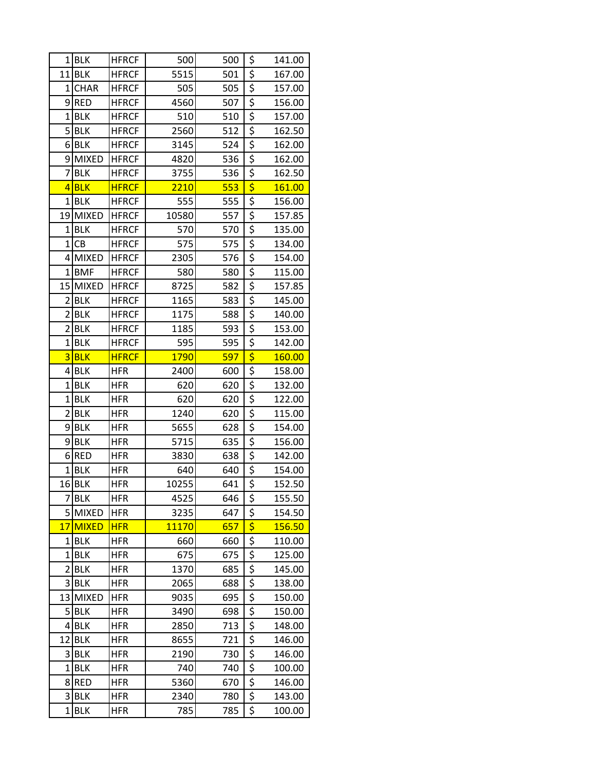| | | | | | |
|---|---|---|---|---|---|
| 1 | BLK | HFRCF | 500 | 500 | $ 141.00 |
| 11 | BLK | HFRCF | 5515 | 501 | $ 167.00 |
| 1 | CHAR | HFRCF | 505 | 505 | $ 157.00 |
| 9 | RED | HFRCF | 4560 | 507 | $ 156.00 |
| 1 | BLK | HFRCF | 510 | 510 | $ 157.00 |
| 5 | BLK | HFRCF | 2560 | 512 | $ 162.50 |
| 6 | BLK | HFRCF | 3145 | 524 | $ 162.00 |
| 9 | MIXED | HFRCF | 4820 | 536 | $ 162.00 |
| 7 | BLK | HFRCF | 3755 | 536 | $ 162.50 |
| 4 | BLK | HFRCF | 2210 | 553 | $ 161.00 |
| 1 | BLK | HFRCF | 555 | 555 | $ 156.00 |
| 19 | MIXED | HFRCF | 10580 | 557 | $ 157.85 |
| 1 | BLK | HFRCF | 570 | 570 | $ 135.00 |
| 1 | CB | HFRCF | 575 | 575 | $ 134.00 |
| 4 | MIXED | HFRCF | 2305 | 576 | $ 154.00 |
| 1 | BMF | HFRCF | 580 | 580 | $ 115.00 |
| 15 | MIXED | HFRCF | 8725 | 582 | $ 157.85 |
| 2 | BLK | HFRCF | 1165 | 583 | $ 145.00 |
| 2 | BLK | HFRCF | 1175 | 588 | $ 140.00 |
| 2 | BLK | HFRCF | 1185 | 593 | $ 153.00 |
| 1 | BLK | HFRCF | 595 | 595 | $ 142.00 |
| 3 | BLK | HFRCF | 1790 | 597 | $ 160.00 |
| 4 | BLK | HFR | 2400 | 600 | $ 158.00 |
| 1 | BLK | HFR | 620 | 620 | $ 132.00 |
| 1 | BLK | HFR | 620 | 620 | $ 122.00 |
| 2 | BLK | HFR | 1240 | 620 | $ 115.00 |
| 9 | BLK | HFR | 5655 | 628 | $ 154.00 |
| 9 | BLK | HFR | 5715 | 635 | $ 156.00 |
| 6 | RED | HFR | 3830 | 638 | $ 142.00 |
| 1 | BLK | HFR | 640 | 640 | $ 154.00 |
| 16 | BLK | HFR | 10255 | 641 | $ 152.50 |
| 7 | BLK | HFR | 4525 | 646 | $ 155.50 |
| 5 | MIXED | HFR | 3235 | 647 | $ 154.50 |
| 17 | MIXED | HFR | 11170 | 657 | $ 156.50 |
| 1 | BLK | HFR | 660 | 660 | $ 110.00 |
| 1 | BLK | HFR | 675 | 675 | $ 125.00 |
| 2 | BLK | HFR | 1370 | 685 | $ 145.00 |
| 3 | BLK | HFR | 2065 | 688 | $ 138.00 |
| 13 | MIXED | HFR | 9035 | 695 | $ 150.00 |
| 5 | BLK | HFR | 3490 | 698 | $ 150.00 |
| 4 | BLK | HFR | 2850 | 713 | $ 148.00 |
| 12 | BLK | HFR | 8655 | 721 | $ 146.00 |
| 3 | BLK | HFR | 2190 | 730 | $ 146.00 |
| 1 | BLK | HFR | 740 | 740 | $ 100.00 |
| 8 | RED | HFR | 5360 | 670 | $ 146.00 |
| 3 | BLK | HFR | 2340 | 780 | $ 143.00 |
| 1 | BLK | HFR | 785 | 785 | $ 100.00 |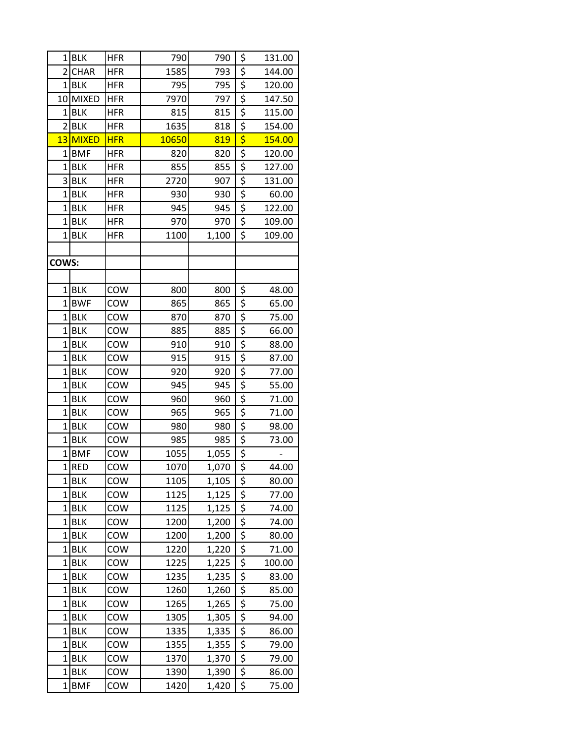| | | | | | |
|---|---|---|---|---|---|
| 1 | BLK | HFR | 790 | 790 | $ 131.00 |
| 2 | CHAR | HFR | 1585 | 793 | $ 144.00 |
| 1 | BLK | HFR | 795 | 795 | $ 120.00 |
| 10 | MIXED | HFR | 7970 | 797 | $ 147.50 |
| 1 | BLK | HFR | 815 | 815 | $ 115.00 |
| 2 | BLK | HFR | 1635 | 818 | $ 154.00 |
| 13 | MIXED | HFR | 10650 | 819 | $ 154.00 |
| 1 | BMF | HFR | 820 | 820 | $ 120.00 |
| 1 | BLK | HFR | 855 | 855 | $ 127.00 |
| 3 | BLK | HFR | 2720 | 907 | $ 131.00 |
| 1 | BLK | HFR | 930 | 930 | $ 60.00 |
| 1 | BLK | HFR | 945 | 945 | $ 122.00 |
| 1 | BLK | HFR | 970 | 970 | $ 109.00 |
| 1 | BLK | HFR | 1100 | 1,100 | $ 109.00 |
| | | | | | |
| **COWS:** | | | | | |
| | | | | | |
| 1 | BLK | COW | 800 | 800 | $ 48.00 |
| 1 | BWF | COW | 865 | 865 | $ 65.00 |
| 1 | BLK | COW | 870 | 870 | $ 75.00 |
| 1 | BLK | COW | 885 | 885 | $ 66.00 |
| 1 | BLK | COW | 910 | 910 | $ 88.00 |
| 1 | BLK | COW | 915 | 915 | $ 87.00 |
| 1 | BLK | COW | 920 | 920 | $ 77.00 |
| 1 | BLK | COW | 945 | 945 | $ 55.00 |
| 1 | BLK | COW | 960 | 960 | $ 71.00 |
| 1 | BLK | COW | 965 | 965 | $ 71.00 |
| 1 | BLK | COW | 980 | 980 | $ 98.00 |
| 1 | BLK | COW | 985 | 985 | $ 73.00 |
| 1 | BMF | COW | 1055 | 1,055 | $ - |
| 1 | RED | COW | 1070 | 1,070 | $ 44.00 |
| 1 | BLK | COW | 1105 | 1,105 | $ 80.00 |
| 1 | BLK | COW | 1125 | 1,125 | $ 77.00 |
| 1 | BLK | COW | 1125 | 1,125 | $ 74.00 |
| 1 | BLK | COW | 1200 | 1,200 | $ 74.00 |
| 1 | BLK | COW | 1200 | 1,200 | $ 80.00 |
| 1 | BLK | COW | 1220 | 1,220 | $ 71.00 |
| 1 | BLK | COW | 1225 | 1,225 | $ 100.00 |
| 1 | BLK | COW | 1235 | 1,235 | $ 83.00 |
| 1 | BLK | COW | 1260 | 1,260 | $ 85.00 |
| 1 | BLK | COW | 1265 | 1,265 | $ 75.00 |
| 1 | BLK | COW | 1305 | 1,305 | $ 94.00 |
| 1 | BLK | COW | 1335 | 1,335 | $ 86.00 |
| 1 | BLK | COW | 1355 | 1,355 | $ 79.00 |
| 1 | BLK | COW | 1370 | 1,370 | $ 79.00 |
| 1 | BLK | COW | 1390 | 1,390 | $ 86.00 |
| 1 | BMF | COW | 1420 | 1,420 | $ 75.00 |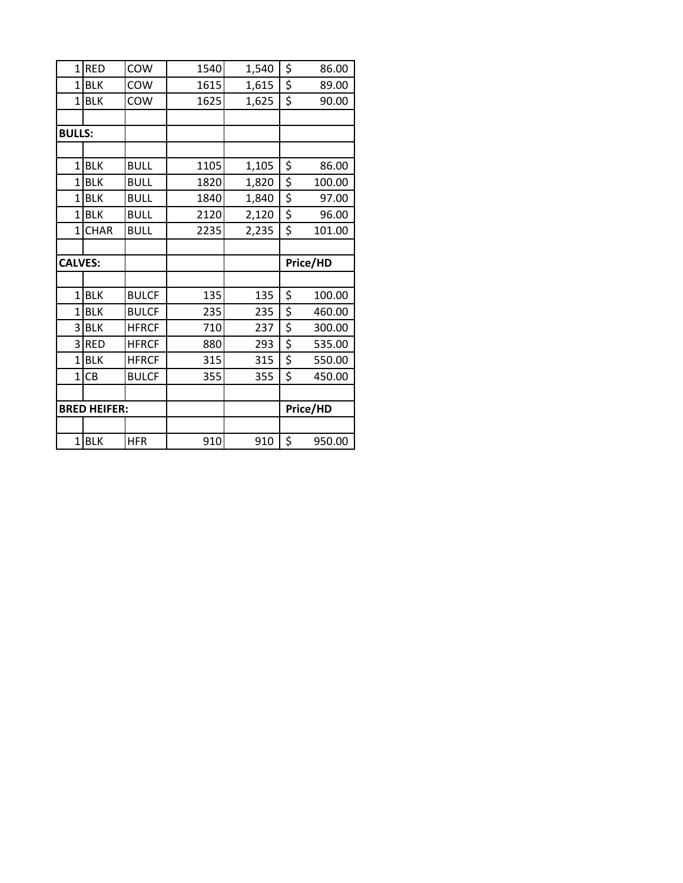| | | | | | |
|---|---|---|---|---|---|
| 1 | RED | COW | 1540 | 1,540 | $ 86.00 |
| 1 | BLK | COW | 1615 | 1,615 | $ 89.00 |
| 1 | BLK | COW | 1625 | 1,625 | $ 90.00 |
| | | | | | |
| **BULLS:** | | | | | |
| | | | | | |
| 1 | BLK | BULL | 1105 | 1,105 | $ 86.00 |
| 1 | BLK | BULL | 1820 | 1,820 | $ 100.00 |
| 1 | BLK | BULL | 1840 | 1,840 | $ 97.00 |
| 1 | BLK | BULL | 2120 | 2,120 | $ 96.00 |
| 1 | CHAR | BULL | 2235 | 2,235 | $ 101.00 |
| | | | | | |
| **CALVES:** | | | | | **Price/HD** |
| | | | | | |
| 1 | BLK | BULCF | 135 | 135 | $ 100.00 |
| 1 | BLK | BULCF | 235 | 235 | $ 460.00 |
| 3 | BLK | HFRCF | 710 | 237 | $ 300.00 |
| 3 | RED | HFRCF | 880 | 293 | $ 535.00 |
| 1 | BLK | HFRCF | 315 | 315 | $ 550.00 |
| 1 | CB | BULCF | 355 | 355 | $ 450.00 |
| | | | | | |
| **BRED HEIFER:** | | | | | **Price/HD** |
| | | | | | |
| 1 | BLK | HFR | 910 | 910 | $ 950.00 |